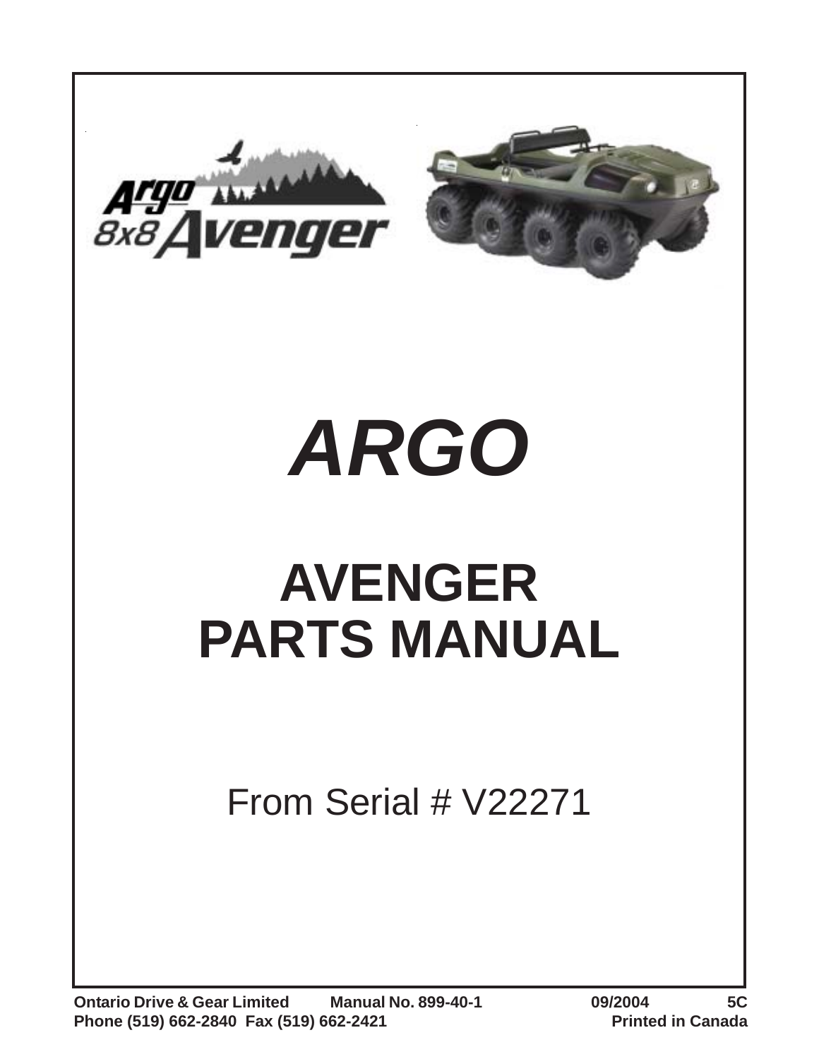# ARGO

# AVENGER PARTS MANUAL

From Serial # V22271

**Ontario Drive & Gear Limited** **Manual No. 899-40-1** **09/2004** **5C**
**Phone (519) 662-2840 Fax (519) 662-2421** **Printed in Canada**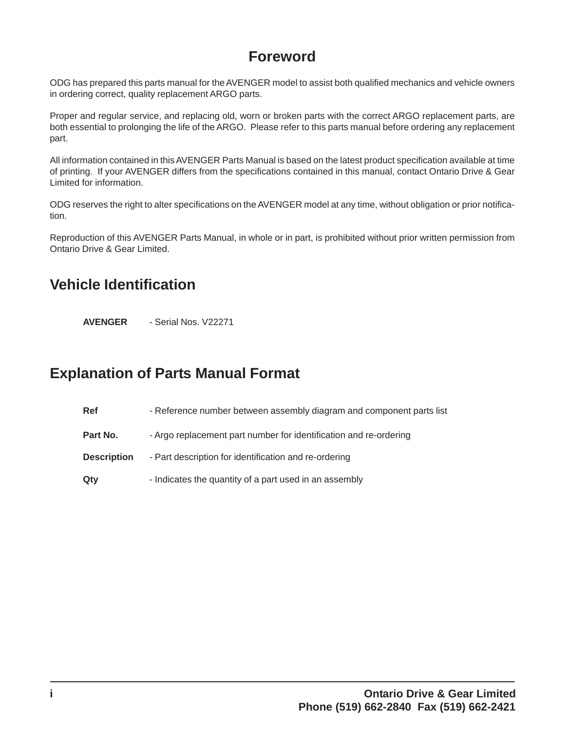# Foreword

ODG has prepared this parts manual for the AVENGER model to assist both qualified mechanics and vehicle owners in ordering correct, quality replacement ARGO parts.

Proper and regular service, and replacing old, worn or broken parts with the correct ARGO replacement parts, are both essential to prolonging the life of the ARGO. Please refer to this parts manual before ordering any replacement part.

All information contained in this AVENGER Parts Manual is based on the latest product specification available at time of printing. If your AVENGER differs from the specifications contained in this manual, contact Ontario Drive & Gear Limited for information.

ODG reserves the right to alter specifications on the AVENGER model at any time, without obligation or prior notification.

Reproduction of this AVENGER Parts Manual, in whole or in part, is prohibited without prior written permission from Ontario Drive & Gear Limited.

## Vehicle Identification

**AVENGER** - Serial Nos. V22271

## Explanation of Parts Manual Format

**Ref** - Reference number between assembly diagram and component parts list

**Part No.** - Argo replacement part number for identification and re-ordering

**Description** - Part description for identification and re-ordering

**Qty** - Indicates the quantity of a part used in an assembly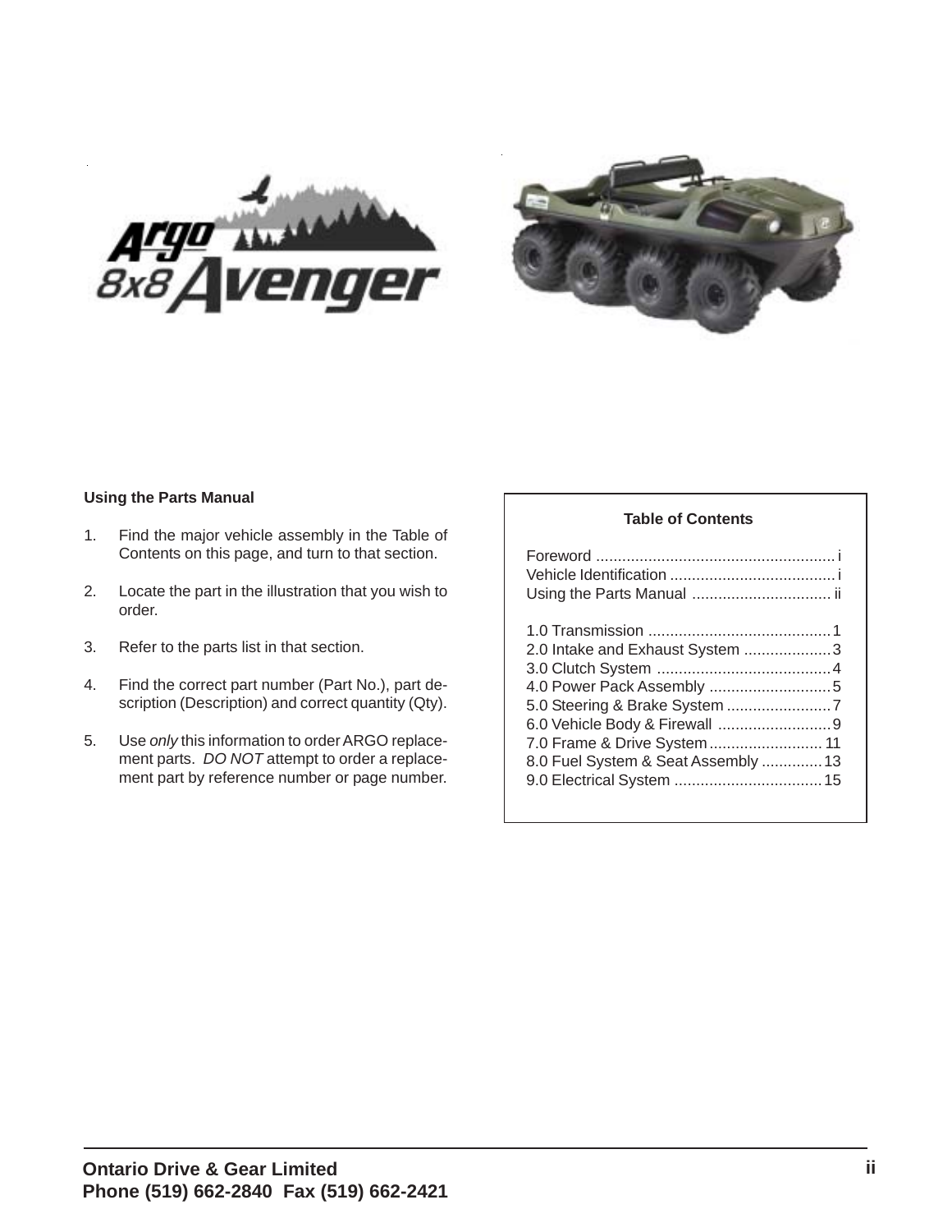## Using the Parts Manual

1. Find the major vehicle assembly in the Table of Contents on this page, and turn to that section.

2. Locate the part in the illustration that you wish to order.

3. Refer to the parts list in that section.

4. Find the correct part number (Part No.), part description (Description) and correct quantity (Qty).

5. Use *only* this information to order ARGO replacement parts. *DO NOT* attempt to order a replacement part by reference number or page number.

## Table of Contents

| | |
|---|---|
| Foreword | i |
| Vehicle Identification | i |
| Using the Parts Manual | ii |
| 1.0 Transmission | 1 |
| 2.0 Intake and Exhaust System | 3 |
| 3.0 Clutch System | 4 |
| 4.0 Power Pack Assembly | 5 |
| 5.0 Steering & Brake System | 7 |
| 6.0 Vehicle Body & Firewall | 9 |
| 7.0 Frame & Drive System | 11 |
| 8.0 Fuel System & Seat Assembly | 13 |
| 9.0 Electrical System | 15 |

**Ontario Drive & Gear Limited**
**Phone (519) 662-2840 Fax (519) 662-2421**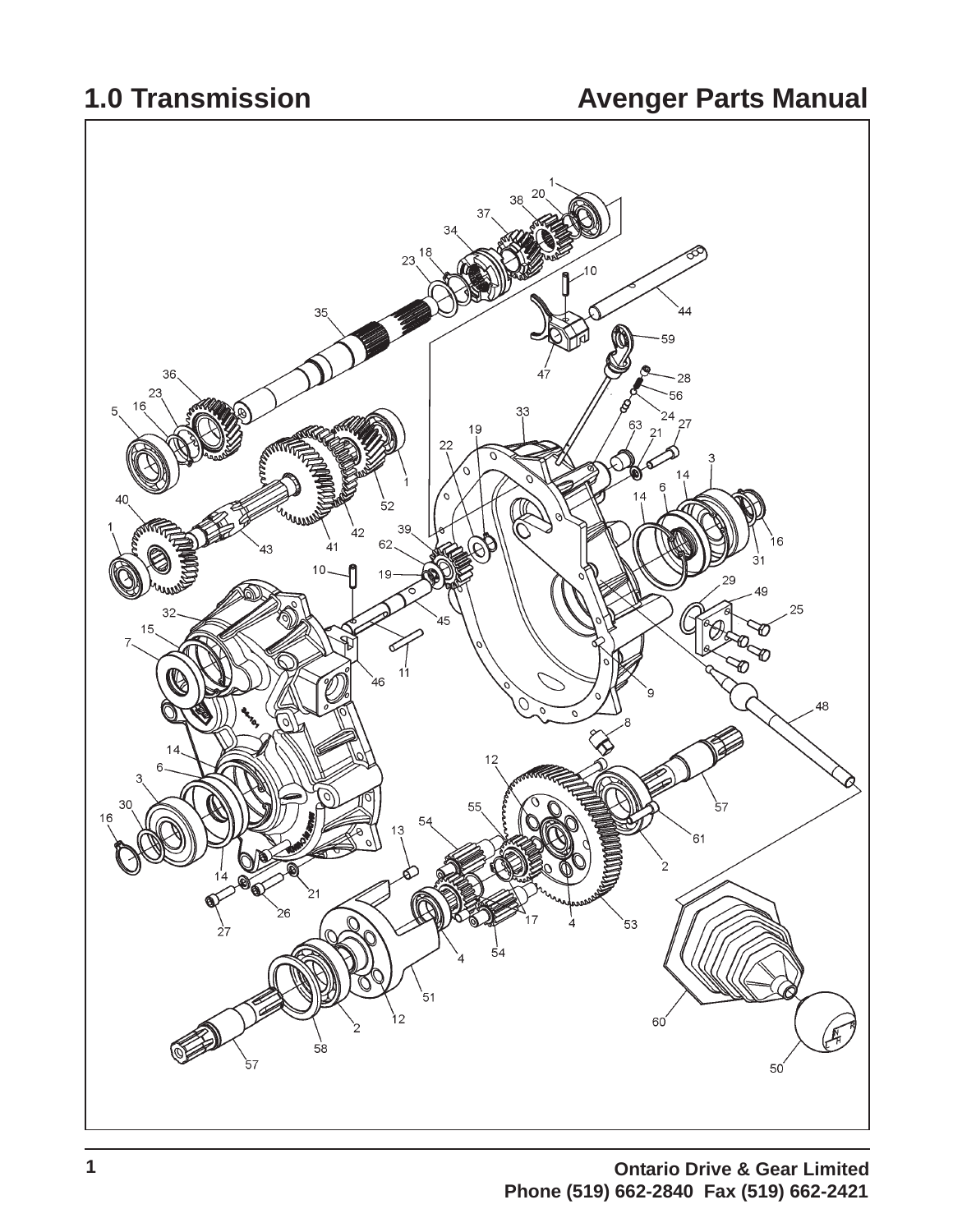# 1.0 Transmission

1
20
38
37
34
18
23
10
44
35
59
47
28
56
36
23
16
5
33
24
27
19
63
21
22
3
14
1
52
14
6
40
16
1
42
41
43
39
62
31
29
49
10
19
25
32
45
15
7
11
46
9
8
48
14
12
6
3
30
57
16
55
54
13
61
14
21
2
26
27
17
4
53
54
4
51
60
12
2
58
57
50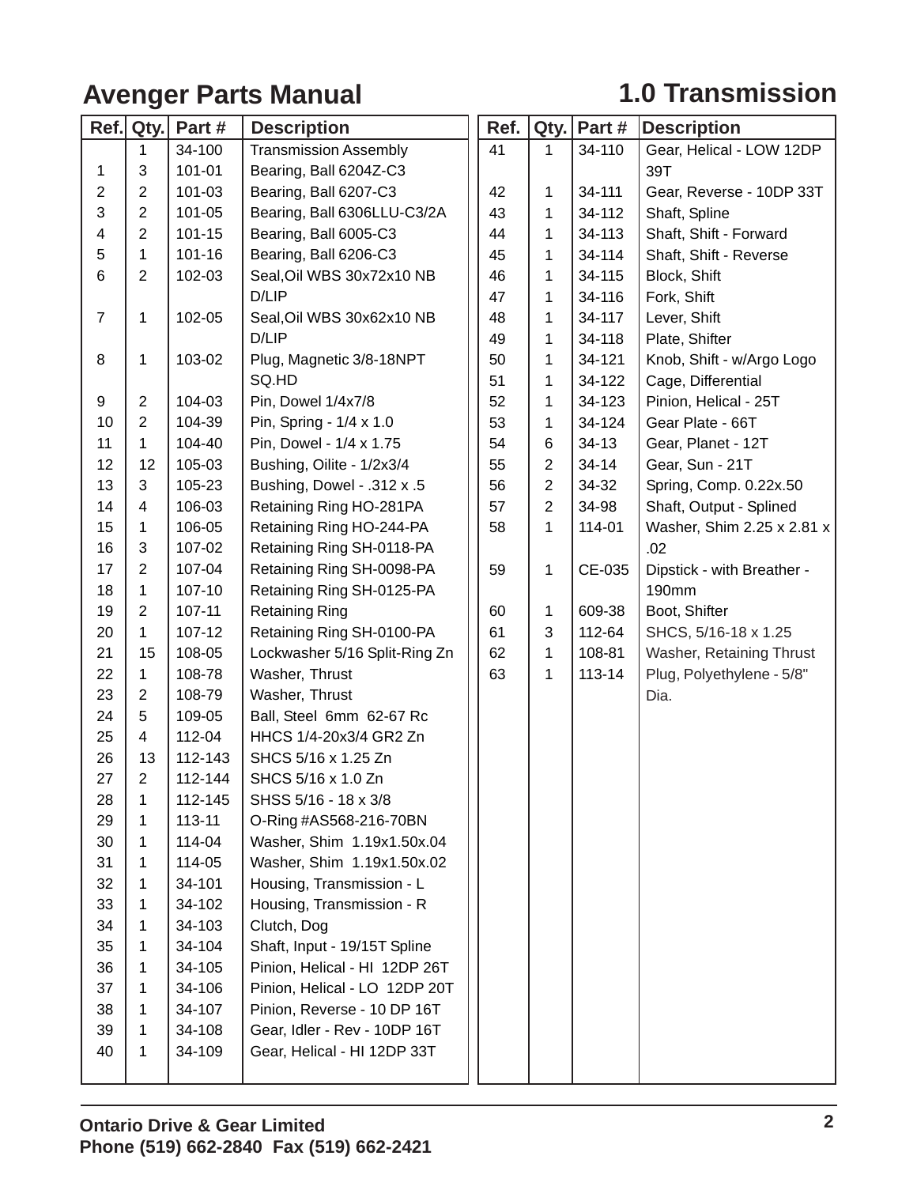# Avenger Parts Manual

## 1.0 Transmission

| Ref. | Qty. | Part # | Description |
|---|---|---|---|
| | 1 | 34-100 | Transmission Assembly |
| 1 | 3 | 101-01 | Bearing, Ball 6204Z-C3 |
| 2 | 2 | 101-03 | Bearing, Ball 6207-C3 |
| 3 | 2 | 101-05 | Bearing, Ball 6306LLU-C3/2A |
| 4 | 2 | 101-15 | Bearing, Ball 6005-C3 |
| 5 | 1 | 101-16 | Bearing, Ball 6206-C3 |
| 6 | 2 | 102-03 | Seal,Oil WBS 30x72x10 NB D/LIP |
| 7 | 1 | 102-05 | Seal,Oil WBS 30x62x10 NB D/LIP |
| 8 | 1 | 103-02 | Plug, Magnetic 3/8-18NPT SQ.HD |
| 9 | 2 | 104-03 | Pin, Dowel 1/4x7/8 |
| 10 | 2 | 104-39 | Pin, Spring - 1/4 x 1.0 |
| 11 | 1 | 104-40 | Pin, Dowel - 1/4 x 1.75 |
| 12 | 12 | 105-03 | Bushing, Oilite - 1/2x3/4 |
| 13 | 3 | 105-23 | Bushing, Dowel - .312 x .5 |
| 14 | 4 | 106-03 | Retaining Ring HO-281PA |
| 15 | 1 | 106-05 | Retaining Ring HO-244-PA |
| 16 | 3 | 107-02 | Retaining Ring SH-0118-PA |
| 17 | 2 | 107-04 | Retaining Ring SH-0098-PA |
| 18 | 1 | 107-10 | Retaining Ring SH-0125-PA |
| 19 | 2 | 107-11 | Retaining Ring |
| 20 | 1 | 107-12 | Retaining Ring SH-0100-PA |
| 21 | 15 | 108-05 | Lockwasher 5/16 Split-Ring Zn |
| 22 | 1 | 108-78 | Washer, Thrust |
| 23 | 2 | 108-79 | Washer, Thrust |
| 24 | 5 | 109-05 | Ball, Steel 6mm 62-67 Rc |
| 25 | 4 | 112-04 | HHCS 1/4-20x3/4 GR2 Zn |
| 26 | 13 | 112-143 | SHCS 5/16 x 1.25 Zn |
| 27 | 2 | 112-144 | SHCS 5/16 x 1.0 Zn |
| 28 | 1 | 112-145 | SHSS 5/16 - 18 x 3/8 |
| 29 | 1 | 113-11 | O-Ring #AS568-216-70BN |
| 30 | 1 | 114-04 | Washer, Shim 1.19x1.50x.04 |
| 31 | 1 | 114-05 | Washer, Shim 1.19x1.50x.02 |
| 32 | 1 | 34-101 | Housing, Transmission - L |
| 33 | 1 | 34-102 | Housing, Transmission - R |
| 34 | 1 | 34-103 | Clutch, Dog |
| 35 | 1 | 34-104 | Shaft, Input - 19/15T Spline |
| 36 | 1 | 34-105 | Pinion, Helical - HI 12DP 26T |
| 37 | 1 | 34-106 | Pinion, Helical - LO 12DP 20T |
| 38 | 1 | 34-107 | Pinion, Reverse - 10 DP 16T |
| 39 | 1 | 34-108 | Gear, Idler - Rev - 10DP 16T |
| 40 | 1 | 34-109 | Gear, Helical - HI 12DP 33T |
| 41 | 1 | 34-110 | Gear, Helical - LOW 12DP 39T |
| 42 | 1 | 34-111 | Gear, Reverse - 10DP 33T |
| 43 | 1 | 34-112 | Shaft, Spline |
| 44 | 1 | 34-113 | Shaft, Shift - Forward |
| 45 | 1 | 34-114 | Shaft, Shift - Reverse |
| 46 | 1 | 34-115 | Block, Shift |
| 47 | 1 | 34-116 | Fork, Shift |
| 48 | 1 | 34-117 | Lever, Shift |
| 49 | 1 | 34-118 | Plate, Shifter |
| 50 | 1 | 34-121 | Knob, Shift - w/Argo Logo |
| 51 | 1 | 34-122 | Cage, Differential |
| 52 | 1 | 34-123 | Pinion, Helical - 25T |
| 53 | 1 | 34-124 | Gear Plate - 66T |
| 54 | 6 | 34-13 | Gear, Planet - 12T |
| 55 | 2 | 34-14 | Gear, Sun - 21T |
| 56 | 2 | 34-32 | Spring, Comp. 0.22x.50 |
| 57 | 2 | 34-98 | Shaft, Output - Splined |
| 58 | 1 | 114-01 | Washer, Shim 2.25 x 2.81 x .02 |
| 59 | 1 | CE-035 | Dipstick - with Breather - 190mm |
| 60 | 1 | 609-38 | Boot, Shifter |
| 61 | 3 | 112-64 | SHCS, 5/16-18 x 1.25 |
| 62 | 1 | 108-81 | Washer, Retaining Thrust |
| 63 | 1 | 113-14 | Plug, Polyethylene - 5/8" Dia. |

**Ontario Drive & Gear Limited**
**Phone (519) 662-2840 Fax (519) 662-2421**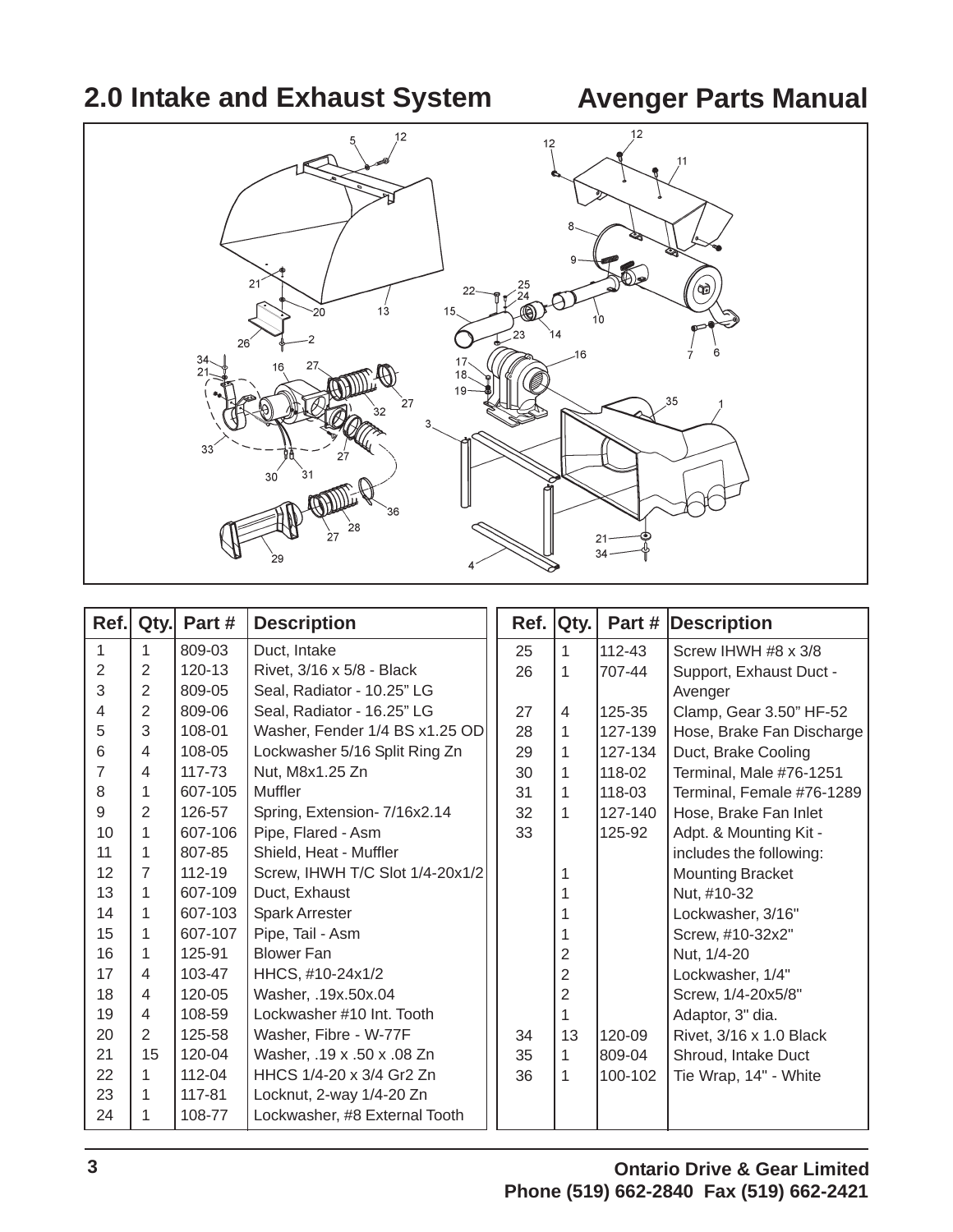## 2.0 Intake and Exhaust System

## Avenger Parts Manual

| Ref. | Qty. | Part # | Description |
|---|---|---|---|
| 1 | 1 | 809-03 | Duct, Intake |
| 2 | 2 | 120-13 | Rivet, 3/16 x 5/8 - Black |
| 3 | 2 | 809-05 | Seal, Radiator - 10.25" LG |
| 4 | 2 | 809-06 | Seal, Radiator - 16.25" LG |
| 5 | 3 | 108-01 | Washer, Fender 1/4 BS x1.25 OD |
| 6 | 4 | 108-05 | Lockwasher 5/16 Split Ring Zn |
| 7 | 4 | 117-73 | Nut, M8x1.25 Zn |
| 8 | 1 | 607-105 | Muffler |
| 9 | 2 | 126-57 | Spring, Extension- 7/16x2.14 |
| 10 | 1 | 607-106 | Pipe, Flared - Asm |
| 11 | 1 | 807-85 | Shield, Heat - Muffler |
| 12 | 7 | 112-19 | Screw, IHWH T/C Slot 1/4-20x1/2 |
| 13 | 1 | 607-109 | Duct, Exhaust |
| 14 | 1 | 607-103 | Spark Arrester |
| 15 | 1 | 607-107 | Pipe, Tail - Asm |
| 16 | 1 | 125-91 | Blower Fan |
| 17 | 4 | 103-47 | HHCS, #10-24x1/2 |
| 18 | 4 | 120-05 | Washer, .19x.50x.04 |
| 19 | 4 | 108-59 | Lockwasher #10 Int. Tooth |
| 20 | 2 | 125-58 | Washer, Fibre - W-77F |
| 21 | 15 | 120-04 | Washer, .19 x .50 x .08 Zn |
| 22 | 1 | 112-04 | HHCS 1/4-20 x 3/4 Gr2 Zn |
| 23 | 1 | 117-81 | Locknut, 2-way 1/4-20 Zn |
| 24 | 1 | 108-77 | Lockwasher, #8 External Tooth |

| Ref. | Qty. | Part # | Description |
|---|---|---|---|
| 25 | 1 | 112-43 | Screw IHWH #8 x 3/8 |
| 26 | 1 | 707-44 | Support, Exhaust Duct - Avenger |
| 27 | 4 | 125-35 | Clamp, Gear 3.50" HF-52 |
| 28 | 1 | 127-139 | Hose, Brake Fan Discharge |
| 29 | 1 | 127-134 | Duct, Brake Cooling |
| 30 | 1 | 118-02 | Terminal, Male #76-1251 |
| 31 | 1 | 118-03 | Terminal, Female #76-1289 |
| 32 | 1 | 127-140 | Hose, Brake Fan Inlet |
| 33 | | 125-92 | Adpt. & Mounting Kit - includes the following: |
| | 1 | | Mounting Bracket |
| | 1 | | Nut, #10-32 |
| | 1 | | Lockwasher, 3/16" |
| | 1 | | Screw, #10-32x2" |
| | 2 | | Nut, 1/4-20 |
| | 2 | | Lockwasher, 1/4" |
| | 2 | | Screw, 1/4-20x5/8" |
| | 1 | | Adaptor, 3" dia. |
| 34 | 13 | 120-09 | Rivet, 3/16 x 1.0 Black |
| 35 | 1 | 809-04 | Shroud, Intake Duct |
| 36 | 1 | 100-102 | Tie Wrap, 14" - White |

**Ontario Drive & Gear Limited**
**Phone (519) 662-2840 Fax (519) 662-2421**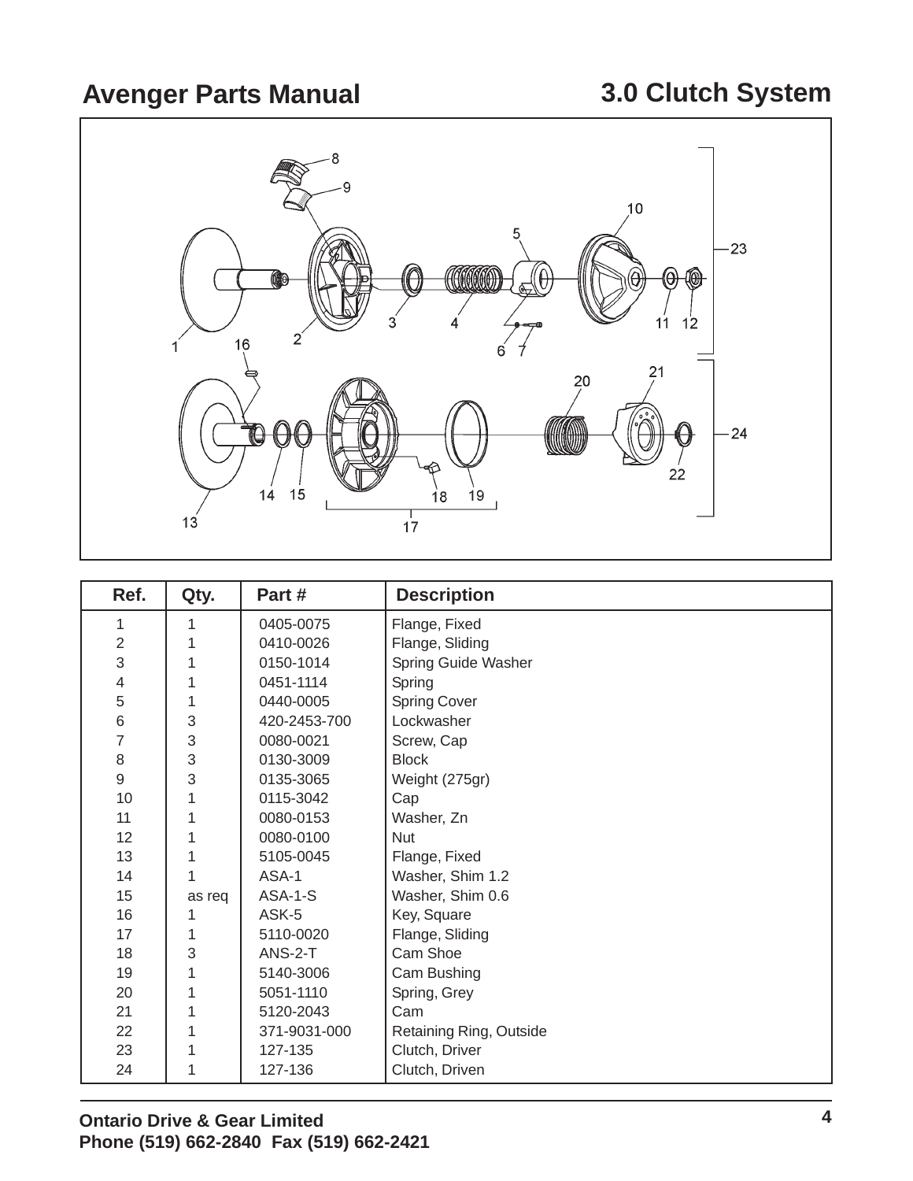# Avenger Parts Manual

## 3.0 Clutch System

| Ref. | Qty. | Part # | Description |
|---|---|---|---|
| 1 | 1 | 0405-0075 | Flange, Fixed |
| 2 | 1 | 0410-0026 | Flange, Sliding |
| 3 | 1 | 0150-1014 | Spring Guide Washer |
| 4 | 1 | 0451-1114 | Spring |
| 5 | 1 | 0440-0005 | Spring Cover |
| 6 | 3 | 420-2453-700 | Lockwasher |
| 7 | 3 | 0080-0021 | Screw, Cap |
| 8 | 3 | 0130-3009 | Block |
| 9 | 3 | 0135-3065 | Weight (275gr) |
| 10 | 1 | 0115-3042 | Cap |
| 11 | 1 | 0080-0153 | Washer, Zn |
| 12 | 1 | 0080-0100 | Nut |
| 13 | 1 | 5105-0045 | Flange, Fixed |
| 14 | 1 | ASA-1 | Washer, Shim 1.2 |
| 15 | as req | ASA-1-S | Washer, Shim 0.6 |
| 16 | 1 | ASK-5 | Key, Square |
| 17 | 1 | 5110-0020 | Flange, Sliding |
| 18 | 3 | ANS-2-T | Cam Shoe |
| 19 | 1 | 5140-3006 | Cam Bushing |
| 20 | 1 | 5051-1110 | Spring, Grey |
| 21 | 1 | 5120-2043 | Cam |
| 22 | 1 | 371-9031-000 | Retaining Ring, Outside |
| 23 | 1 | 127-135 | Clutch, Driver |
| 24 | 1 | 127-136 | Clutch, Driven |

**Ontario Drive & Gear Limited**
**Phone (519) 662-2840 Fax (519) 662-2421**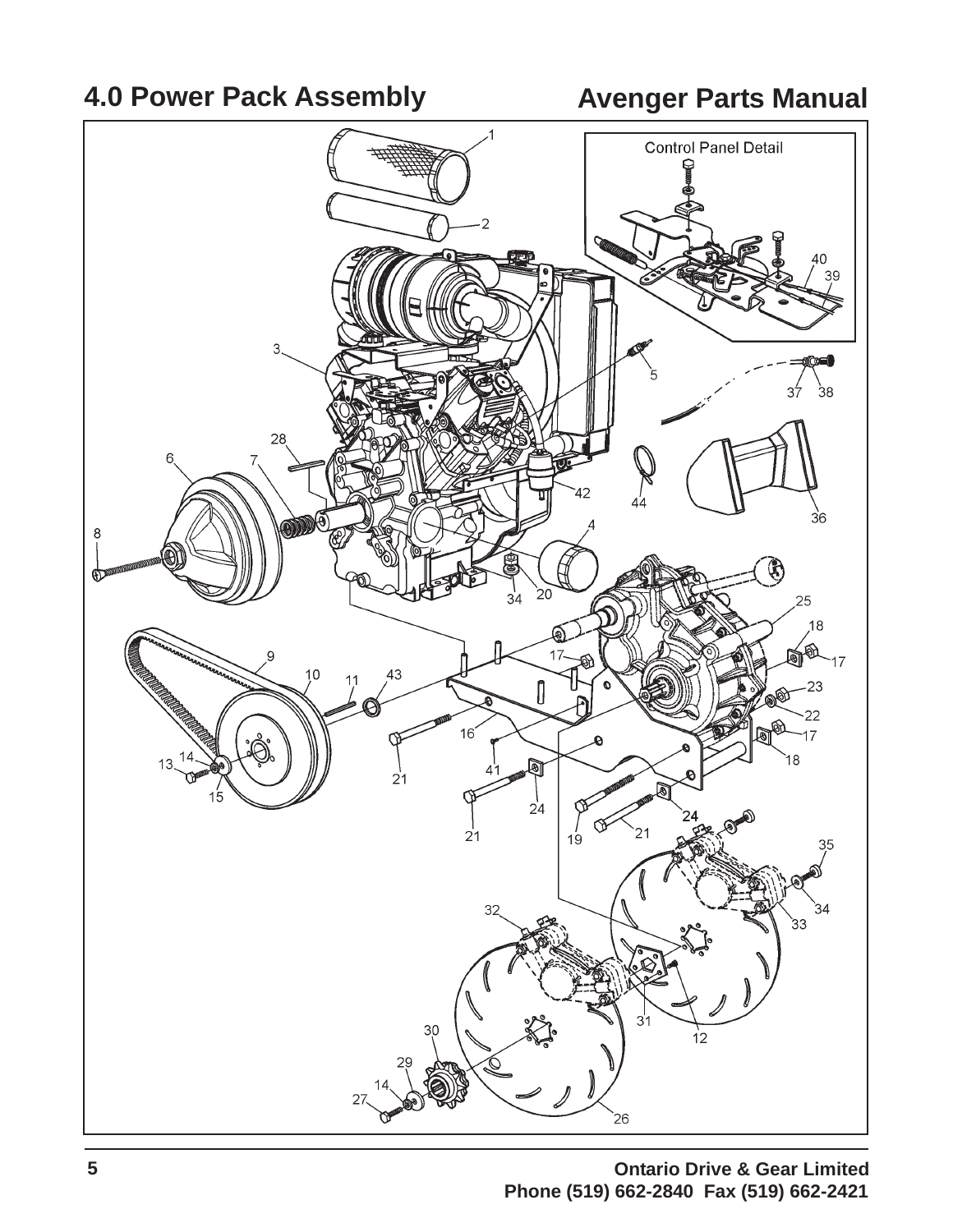# 4.0 Power Pack Assembly

Control Panel Detail

1

2

3

4

5

6

7

8

9

10

11

12

13

14

15

16

17

18

19

20

21

22

23

24

25

26

27

28

29

30

31

32

33

34

35

36

37

38

39

40

41

42

43

44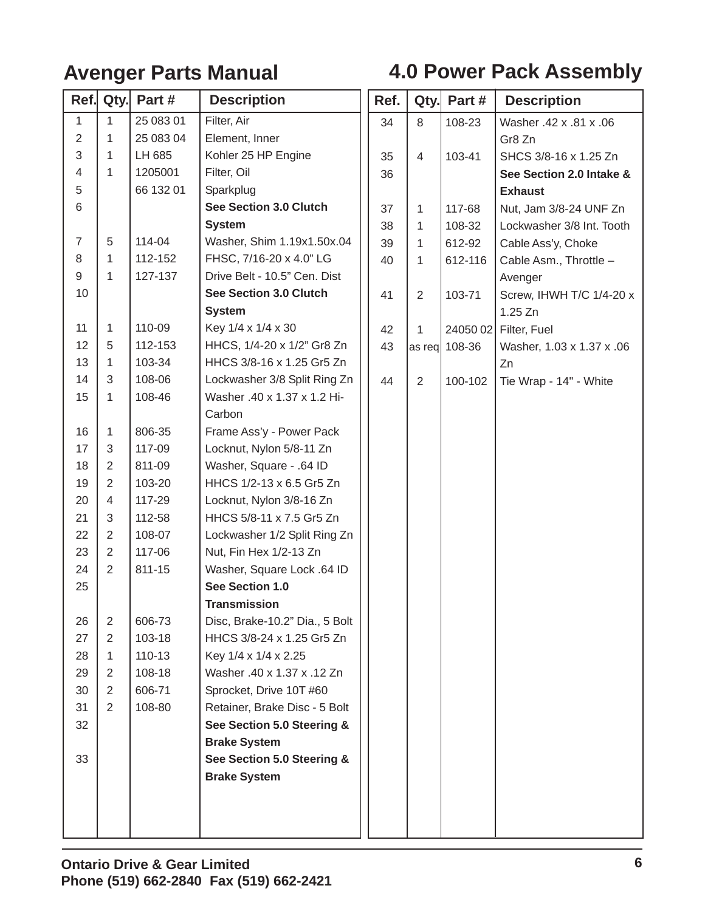# Avenger Parts Manual

## 4.0 Power Pack Assembly

| Ref. | Qty. | Part # | Description |
|---|---|---|---|
| 1 | 1 | 25 083 01 | Filter, Air |
| 2 | 1 | 25 083 04 | Element, Inner |
| 3 | 1 | LH 685 | Kohler 25 HP Engine |
| 4 | 1 | 1205001 | Filter, Oil |
| 5 | | 66 132 01 | Sparkplug |
| 6 | | | **See Section 3.0 Clutch System** |
| 7 | 5 | 114-04 | Washer, Shim 1.19x1.50x.04 |
| 8 | 1 | 112-152 | FHSC, 7/16-20 x 4.0" LG |
| 9 | 1 | 127-137 | Drive Belt - 10.5" Cen. Dist |
| 10 | | | **See Section 3.0 Clutch System** |
| 11 | 1 | 110-09 | Key 1/4 x 1/4 x 30 |
| 12 | 5 | 112-153 | HHCS, 1/4-20 x 1/2" Gr8 Zn |
| 13 | 1 | 103-34 | HHCS 3/8-16 x 1.25 Gr5 Zn |
| 14 | 3 | 108-06 | Lockwasher 3/8 Split Ring Zn |
| 15 | 1 | 108-46 | Washer .40 x 1.37 x 1.2 Hi-Carbon |
| 16 | 1 | 806-35 | Frame Ass'y - Power Pack |
| 17 | 3 | 117-09 | Locknut, Nylon 5/8-11 Zn |
| 18 | 2 | 811-09 | Washer, Square - .64 ID |
| 19 | 2 | 103-20 | HHCS 1/2-13 x 6.5 Gr5 Zn |
| 20 | 4 | 117-29 | Locknut, Nylon 3/8-16 Zn |
| 21 | 3 | 112-58 | HHCS 5/8-11 x 7.5 Gr5 Zn |
| 22 | 2 | 108-07 | Lockwasher 1/2 Split Ring Zn |
| 23 | 2 | 117-06 | Nut, Fin Hex 1/2-13 Zn |
| 24 | 2 | 811-15 | Washer, Square Lock .64 ID |
| 25 | | | **See Section 1.0 Transmission** |
| 26 | 2 | 606-73 | Disc, Brake-10.2" Dia., 5 Bolt |
| 27 | 2 | 103-18 | HHCS 3/8-24 x 1.25 Gr5 Zn |
| 28 | 1 | 110-13 | Key 1/4 x 1/4 x 2.25 |
| 29 | 2 | 108-18 | Washer .40 x 1.37 x .12 Zn |
| 30 | 2 | 606-71 | Sprocket, Drive 10T #60 |
| 31 | 2 | 108-80 | Retainer, Brake Disc - 5 Bolt |
| 32 | | | **See Section 5.0 Steering & Brake System** |
| 33 | | | **See Section 5.0 Steering & Brake System** |
| 34 | 8 | 108-23 | Washer .42 x .81 x .06 Gr8 Zn |
| 35 | 4 | 103-41 | SHCS 3/8-16 x 1.25 Zn |
| 36 | | | **See Section 2.0 Intake & Exhaust** |
| 37 | 1 | 117-68 | Nut, Jam 3/8-24 UNF Zn |
| 38 | 1 | 108-32 | Lockwasher 3/8 Int. Tooth |
| 39 | 1 | 612-92 | Cable Ass'y, Choke |
| 40 | 1 | 612-116 | Cable Asm., Throttle – Avenger |
| 41 | 2 | 103-71 | Screw, IHWH T/C 1/4-20 x 1.25 Zn |
| 42 | 1 | 24050 02 | Filter, Fuel |
| 43 | as req | 108-36 | Washer, 1.03 x 1.37 x .06 Zn |
| 44 | 2 | 100-102 | Tie Wrap - 14" - White |

**Ontario Drive & Gear Limited**
**Phone (519) 662-2840 Fax (519) 662-2421**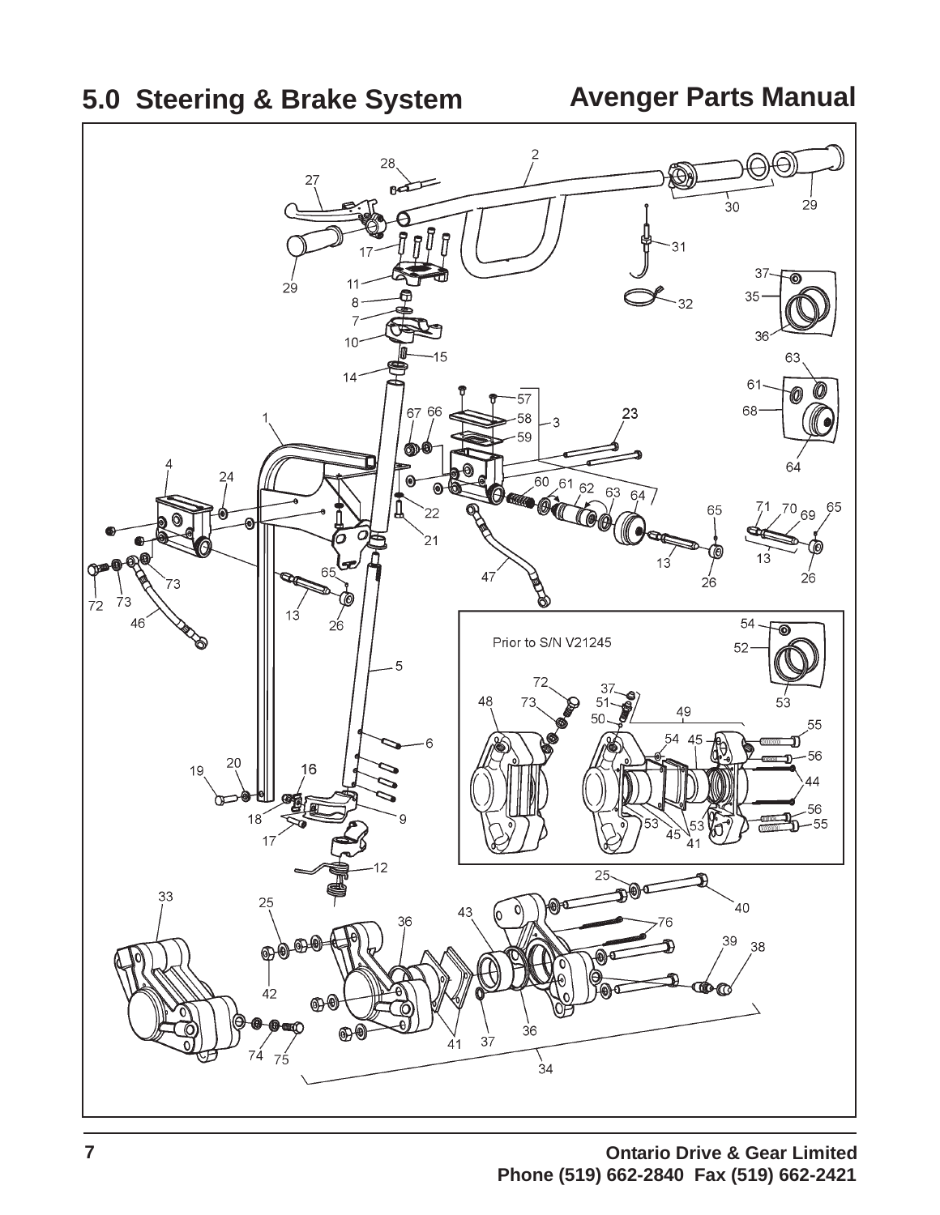# 5.0 Steering & Brake System

Prior to S/N V21245

2
28
27
30
29
31
17
11
29
8
7
10
15
14
37
35
32
36
63
61
68
64
57
58
3
59
67
66
23
1
4
24
60
61
62
63
64
22
21
65
71
70
69
65
47
13
13
26
72
73
73
46
65
13
26
26
5
54
52
53
72
37
48
73
51
50
49
55
54
45
56
44
56
55
53
53
45
41
6
20
16
19
18
9
17
12
25
33
25
40
36
43
76
39
38
42
41
37
36
74
75
34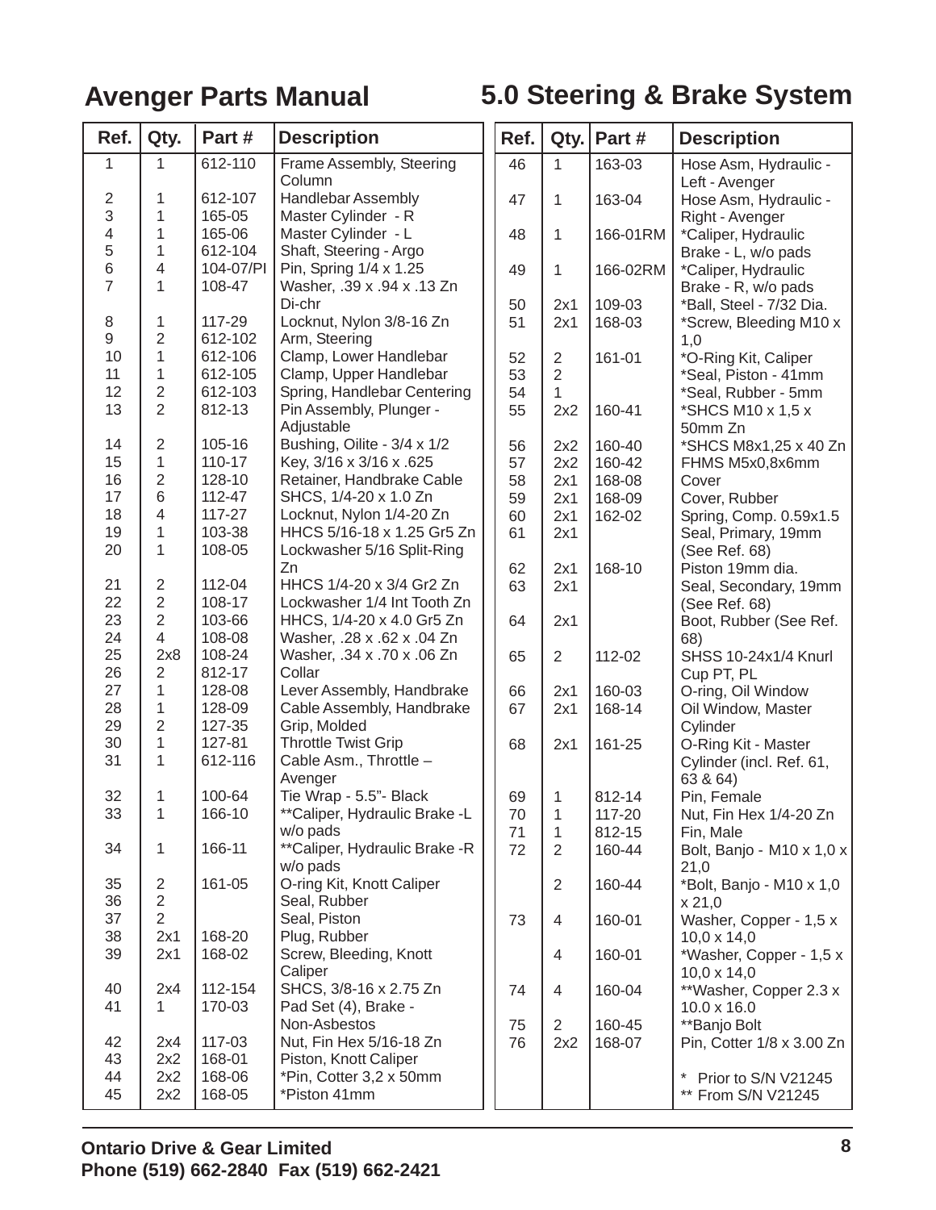# Avenger Parts Manual

## 5.0 Steering & Brake System

| Ref. | Qty. | Part # | Description |
|---|---|---|---|
| 1 | 1 | 612-110 | Frame Assembly, Steering Column |
| 2 | 1 | 612-107 | Handlebar Assembly |
| 3 | 1 | 165-05 | Master Cylinder - R |
| 4 | 1 | 165-06 | Master Cylinder - L |
| 5 | 1 | 612-104 | Shaft, Steering - Argo |
| 6 | 4 | 104-07/PI | Pin, Spring 1/4 x 1.25 |
| 7 | 1 | 108-47 | Washer, .39 x .94 x .13 Zn Di-chr |
| 8 | 1 | 117-29 | Locknut, Nylon 3/8-16 Zn |
| 9 | 2 | 612-102 | Arm, Steering |
| 10 | 1 | 612-106 | Clamp, Lower Handlebar |
| 11 | 1 | 612-105 | Clamp, Upper Handlebar |
| 12 | 2 | 612-103 | Spring, Handlebar Centering |
| 13 | 2 | 812-13 | Pin Assembly, Plunger - Adjustable |
| 14 | 2 | 105-16 | Bushing, Oilite - 3/4 x 1/2 |
| 15 | 1 | 110-17 | Key, 3/16 x 3/16 x .625 |
| 16 | 2 | 128-10 | Retainer, Handbrake Cable |
| 17 | 6 | 112-47 | SHCS, 1/4-20 x 1.0 Zn |
| 18 | 4 | 117-27 | Locknut, Nylon 1/4-20 Zn |
| 19 | 1 | 103-38 | HHCS 5/16-18 x 1.25 Gr5 Zn |
| 20 | 1 | 108-05 | Lockwasher 5/16 Split-Ring Zn |
| 21 | 2 | 112-04 | HHCS 1/4-20 x 3/4 Gr2 Zn |
| 22 | 2 | 108-17 | Lockwasher 1/4 Int Tooth Zn |
| 23 | 2 | 103-66 | HHCS, 1/4-20 x 4.0 Gr5 Zn |
| 24 | 4 | 108-08 | Washer, .28 x .62 x .04 Zn |
| 25 | 2x8 | 108-24 | Washer, .34 x .70 x .06 Zn |
| 26 | 2 | 812-17 | Collar |
| 27 | 1 | 128-08 | Lever Assembly, Handbrake |
| 28 | 1 | 128-09 | Cable Assembly, Handbrake |
| 29 | 2 | 127-35 | Grip, Molded |
| 30 | 1 | 127-81 | Throttle Twist Grip |
| 31 | 1 | 612-116 | Cable Asm., Throttle – Avenger |
| 32 | 1 | 100-64 | Tie Wrap - 5.5"- Black |
| 33 | 1 | 166-10 | **Caliper, Hydraulic Brake -L w/o pads |
| 34 | 1 | 166-11 | **Caliper, Hydraulic Brake -R w/o pads |
| 35 | 2 | 161-05 | O-ring Kit, Knott Caliper |
| 36 | 2 | | Seal, Rubber |
| 37 | 2 | | Seal, Piston |
| 38 | 2x1 | 168-20 | Plug, Rubber |
| 39 | 2x1 | 168-02 | Screw, Bleeding, Knott Caliper |
| 40 | 2x4 | 112-154 | SHCS, 3/8-16 x 2.75 Zn |
| 41 | 1 | 170-03 | Pad Set (4), Brake - Non-Asbestos |
| 42 | 2x4 | 117-03 | Nut, Fin Hex 5/16-18 Zn |
| 43 | 2x2 | 168-01 | Piston, Knott Caliper |
| 44 | 2x2 | 168-06 | *Pin, Cotter 3,2 x 50mm |
| 45 | 2x2 | 168-05 | *Piston 41mm |
| 46 | 1 | 163-03 | Hose Asm, Hydraulic - Left - Avenger |
| 47 | 1 | 163-04 | Hose Asm, Hydraulic - Right - Avenger |
| 48 | 1 | 166-01RM | *Caliper, Hydraulic Brake - L, w/o pads |
| 49 | 1 | 166-02RM | *Caliper, Hydraulic Brake - R, w/o pads |
| 50 | 2x1 | 109-03 | *Ball, Steel - 7/32 Dia. |
| 51 | 2x1 | 168-03 | *Screw, Bleeding M10 x 1,0 |
| 52 | 2 | 161-01 | *O-Ring Kit, Caliper |
| 53 | 2 | | *Seal, Piston - 41mm |
| 54 | 1 | | *Seal, Rubber - 5mm |
| 55 | 2x2 | 160-41 | *SHCS M10 x 1,5 x 50mm Zn |
| 56 | 2x2 | 160-40 | *SHCS M8x1,25 x 40 Zn |
| 57 | 2x2 | 160-42 | FHMS M5x0,8x6mm |
| 58 | 2x1 | 168-08 | Cover |
| 59 | 2x1 | 168-09 | Cover, Rubber |
| 60 | 2x1 | 162-02 | Spring, Comp. 0.59x1.5 |
| 61 | 2x1 | | Seal, Primary, 19mm (See Ref. 68) |
| 62 | 2x1 | 168-10 | Piston 19mm dia. |
| 63 | 2x1 | | Seal, Secondary, 19mm (See Ref. 68) |
| 64 | 2x1 | | Boot, Rubber (See Ref. 68) |
| 65 | 2 | 112-02 | SHSS 10-24x1/4 Knurl Cup PT, PL |
| 66 | 2x1 | 160-03 | O-ring, Oil Window |
| 67 | 2x1 | 168-14 | Oil Window, Master Cylinder |
| 68 | 2x1 | 161-25 | O-Ring Kit - Master Cylinder (incl. Ref. 61, 63 & 64) |
| 69 | 1 | 812-14 | Pin, Female |
| 70 | 1 | 117-20 | Nut, Fin Hex 1/4-20 Zn |
| 71 | 1 | 812-15 | Fin, Male |
| 72 | 2 | 160-44 | Bolt, Banjo - M10 x 1,0 x 21,0 |
| | 2 | 160-44 | *Bolt, Banjo - M10 x 1,0 x 21,0 |
| 73 | 4 | 160-01 | Washer, Copper - 1,5 x 10,0 x 14,0 |
| | 4 | 160-01 | *Washer, Copper - 1,5 x 10,0 x 14,0 |
| 74 | 4 | 160-04 | **Washer, Copper 2.3 x 10.0 x 16.0 |
| 75 | 2 | 160-45 | **Banjo Bolt |
| 76 | 2x2 | 168-07 | Pin, Cotter 1/8 x 3.00 Zn |

\* Prior to S/N V21245
** From S/N V21245

**Ontario Drive & Gear Limited**
**Phone (519) 662-2840 Fax (519) 662-2421**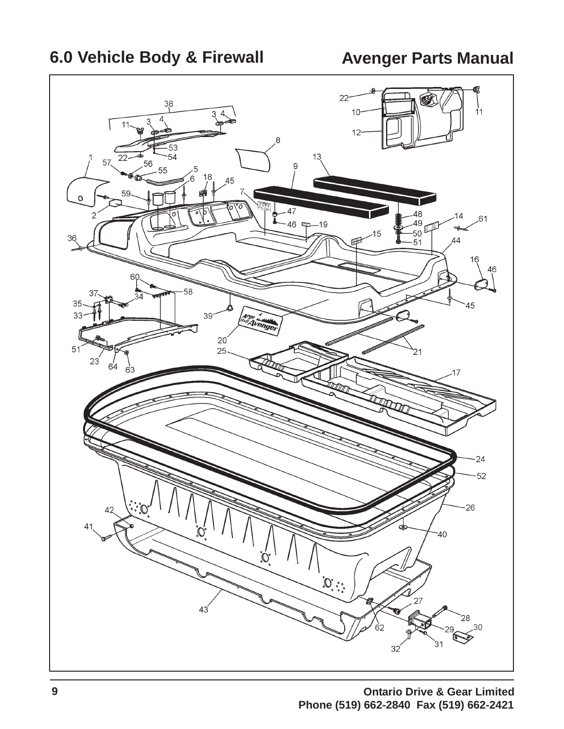# 6.0 Vehicle Body & Firewall

38
11
3
4
3
4
11
22
10
12
8
53
22
54
57
56
55
1
5
6
18
45
13
9
59
7
2
47
46
19
48
49
14
61
50
15
51
36
44
16
46
60
58
37
34
35
33
39
45
20
51
23
64
63
25
21
17
24
52
26
42
41
40
43
27
62
28
29
30
31
32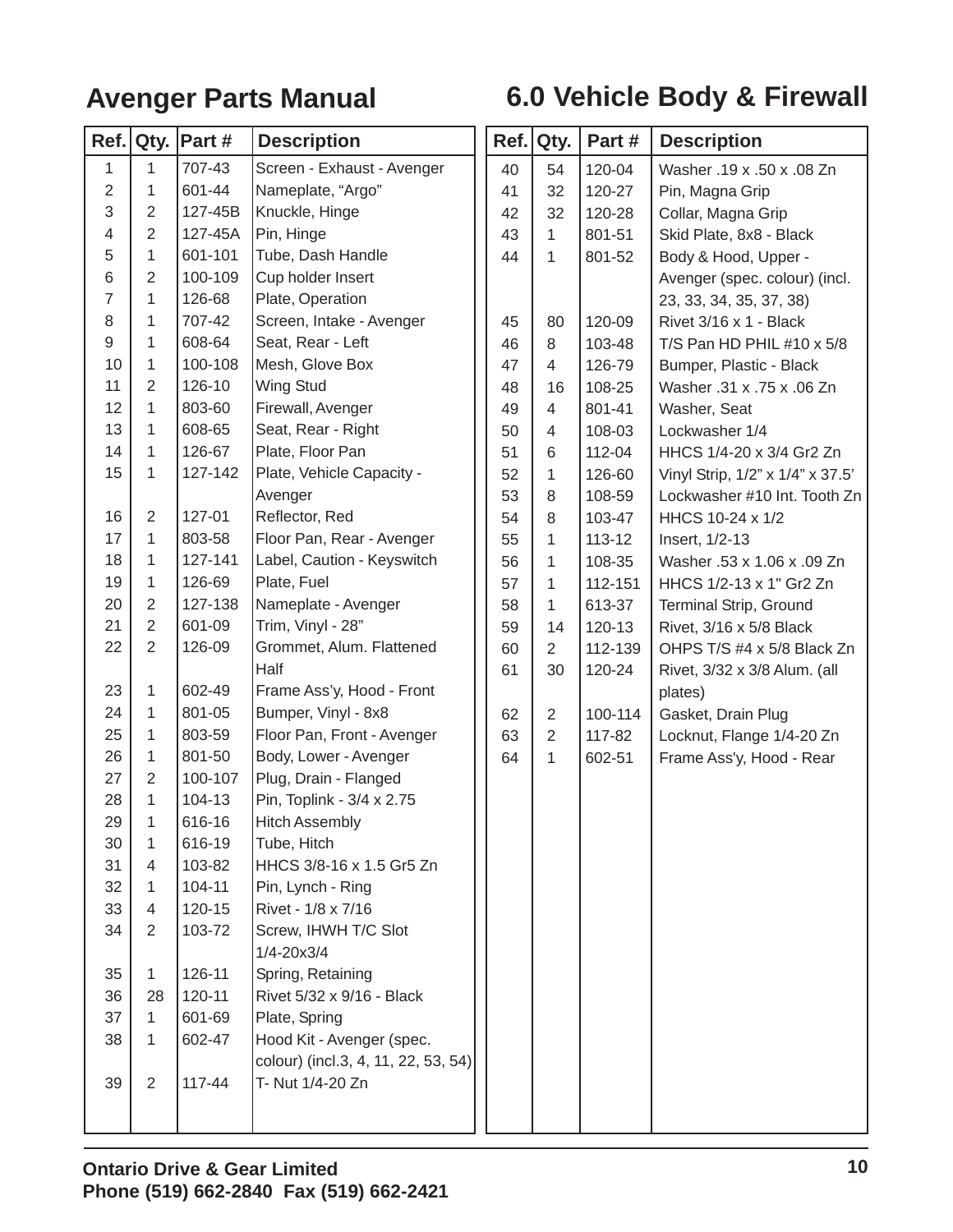# Avenger Parts Manual

## 6.0 Vehicle Body & Firewall

| Ref. | Qty. | Part # | Description |
|---|---|---|---|
| 1 | 1 | 707-43 | Screen - Exhaust - Avenger |
| 2 | 1 | 601-44 | Nameplate, "Argo" |
| 3 | 2 | 127-45B | Knuckle, Hinge |
| 4 | 2 | 127-45A | Pin, Hinge |
| 5 | 1 | 601-101 | Tube, Dash Handle |
| 6 | 2 | 100-109 | Cup holder Insert |
| 7 | 1 | 126-68 | Plate, Operation |
| 8 | 1 | 707-42 | Screen, Intake - Avenger |
| 9 | 1 | 608-64 | Seat, Rear - Left |
| 10 | 1 | 100-108 | Mesh, Glove Box |
| 11 | 2 | 126-10 | Wing Stud |
| 12 | 1 | 803-60 | Firewall, Avenger |
| 13 | 1 | 608-65 | Seat, Rear - Right |
| 14 | 1 | 126-67 | Plate, Floor Pan |
| 15 | 1 | 127-142 | Plate, Vehicle Capacity - Avenger |
| 16 | 2 | 127-01 | Reflector, Red |
| 17 | 1 | 803-58 | Floor Pan, Rear - Avenger |
| 18 | 1 | 127-141 | Label, Caution - Keyswitch |
| 19 | 1 | 126-69 | Plate, Fuel |
| 20 | 2 | 127-138 | Nameplate - Avenger |
| 21 | 2 | 601-09 | Trim, Vinyl - 28" |
| 22 | 2 | 126-09 | Grommet, Alum. Flattened Half |
| 23 | 1 | 602-49 | Frame Ass'y, Hood - Front |
| 24 | 1 | 801-05 | Bumper, Vinyl - 8x8 |
| 25 | 1 | 803-59 | Floor Pan, Front - Avenger |
| 26 | 1 | 801-50 | Body, Lower - Avenger |
| 27 | 2 | 100-107 | Plug, Drain - Flanged |
| 28 | 1 | 104-13 | Pin, Toplink - 3/4 x 2.75 |
| 29 | 1 | 616-16 | Hitch Assembly |
| 30 | 1 | 616-19 | Tube, Hitch |
| 31 | 4 | 103-82 | HHCS 3/8-16 x 1.5 Gr5 Zn |
| 32 | 1 | 104-11 | Pin, Lynch - Ring |
| 33 | 4 | 120-15 | Rivet - 1/8 x 7/16 |
| 34 | 2 | 103-72 | Screw, IHWH T/C Slot 1/4-20x3/4 |
| 35 | 1 | 126-11 | Spring, Retaining |
| 36 | 28 | 120-11 | Rivet 5/32 x 9/16 - Black |
| 37 | 1 | 601-69 | Plate, Spring |
| 38 | 1 | 602-47 | Hood Kit - Avenger (spec. colour) (incl.3, 4, 11, 22, 53, 54) |
| 39 | 2 | 117-44 | T- Nut 1/4-20 Zn |
| 40 | 54 | 120-04 | Washer .19 x .50 x .08 Zn |
| 41 | 32 | 120-27 | Pin, Magna Grip |
| 42 | 32 | 120-28 | Collar, Magna Grip |
| 43 | 1 | 801-51 | Skid Plate, 8x8 - Black |
| 44 | 1 | 801-52 | Body & Hood, Upper - Avenger (spec. colour) (incl. 23, 33, 34, 35, 37, 38) |
| 45 | 80 | 120-09 | Rivet 3/16 x 1 - Black |
| 46 | 8 | 103-48 | T/S Pan HD PHIL #10 x 5/8 |
| 47 | 4 | 126-79 | Bumper, Plastic - Black |
| 48 | 16 | 108-25 | Washer .31 x .75 x .06 Zn |
| 49 | 4 | 801-41 | Washer, Seat |
| 50 | 4 | 108-03 | Lockwasher 1/4 |
| 51 | 6 | 112-04 | HHCS 1/4-20 x 3/4 Gr2 Zn |
| 52 | 1 | 126-60 | Vinyl Strip, 1/2" x 1/4" x 37.5' |
| 53 | 8 | 108-59 | Lockwasher #10 Int. Tooth Zn |
| 54 | 8 | 103-47 | HHCS 10-24 x 1/2 |
| 55 | 1 | 113-12 | Insert, 1/2-13 |
| 56 | 1 | 108-35 | Washer .53 x 1.06 x .09 Zn |
| 57 | 1 | 112-151 | HHCS 1/2-13 x 1" Gr2 Zn |
| 58 | 1 | 613-37 | Terminal Strip, Ground |
| 59 | 14 | 120-13 | Rivet, 3/16 x 5/8 Black |
| 60 | 2 | 112-139 | OHPS T/S #4 x 5/8 Black Zn |
| 61 | 30 | 120-24 | Rivet, 3/32 x 3/8 Alum. (all plates) |
| 62 | 2 | 100-114 | Gasket, Drain Plug |
| 63 | 2 | 117-82 | Locknut, Flange 1/4-20 Zn |
| 64 | 1 | 602-51 | Frame Ass'y, Hood - Rear |

**Ontario Drive & Gear Limited**
**Phone (519) 662-2840 Fax (519) 662-2421**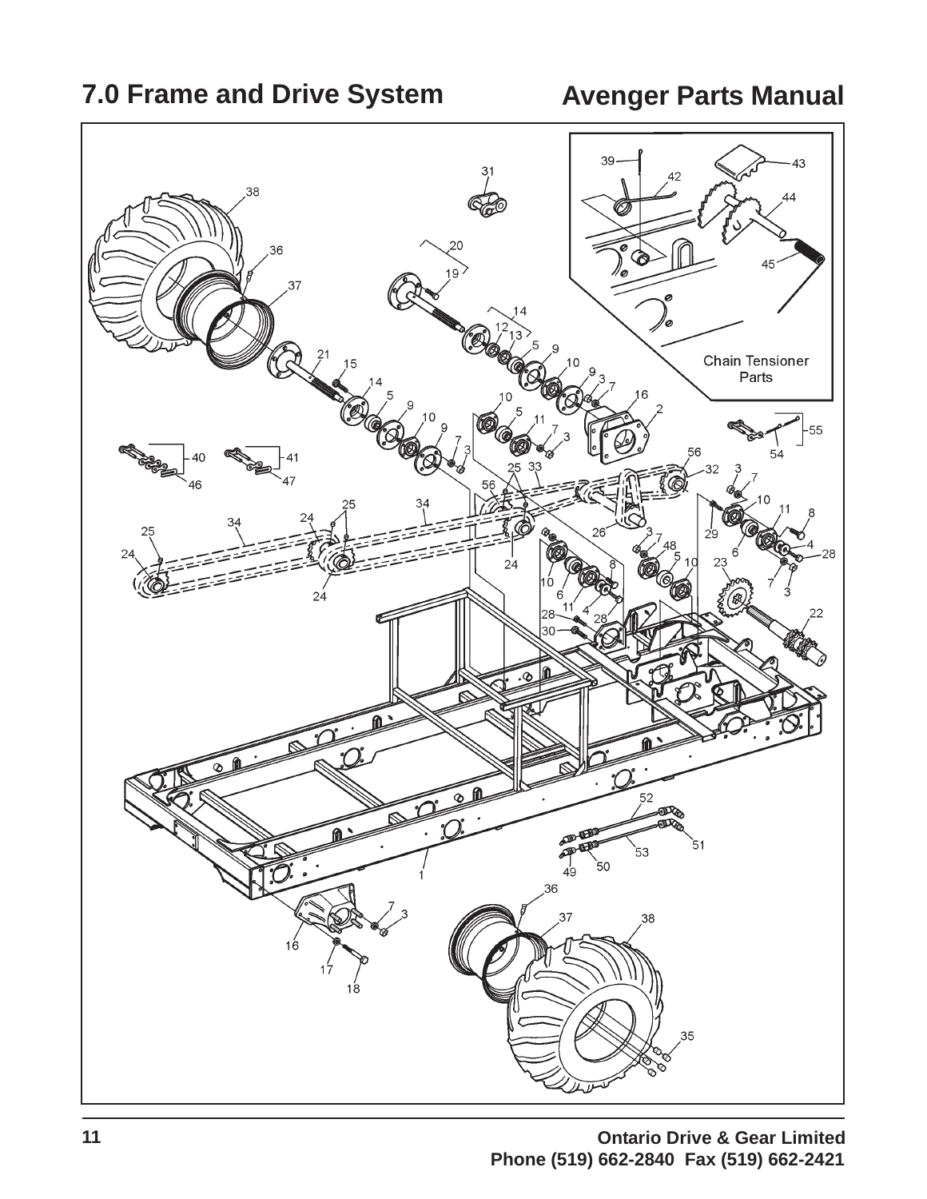# 7.0 Frame and Drive System

Chain Tensioner Parts

39
42
43
44
45
31
38
36
37
20
19
14
12
13
5
9
10
9
3
7
16
2
21
15
14
5
9
10
9
10
5
11
7
3
7
3
55
54
40
46
41
47
25
33
56
32
3
7
10
11
8
24
25
34
24
25
34
26
3
7
48
5
10
29
6
28
4
28
24
24
10
6
11
4
28
28
30
23
7
3
22
52
51
53
50
49
1
16
7
3
17
18
36
37
38
35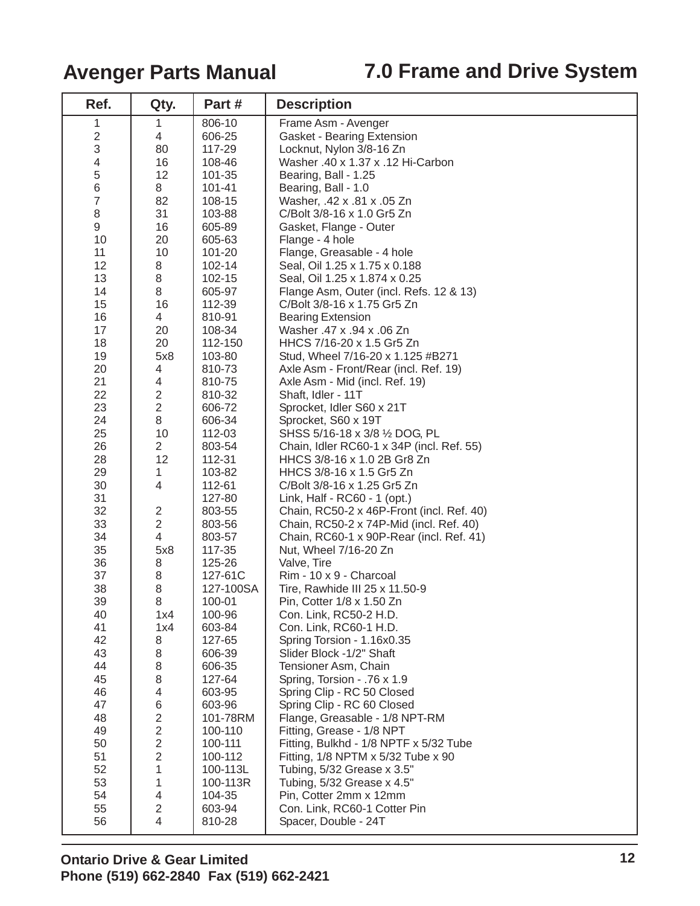# Avenger Parts Manual

## 7.0 Frame and Drive System

| Ref. | Qty. | Part # | Description |
|---|---|---|---|
| 1 | 1 | 806-10 | Frame Asm - Avenger |
| 2 | 4 | 606-25 | Gasket - Bearing Extension |
| 3 | 80 | 117-29 | Locknut, Nylon 3/8-16 Zn |
| 4 | 16 | 108-46 | Washer .40 x 1.37 x .12 Hi-Carbon |
| 5 | 12 | 101-35 | Bearing, Ball - 1.25 |
| 6 | 8 | 101-41 | Bearing, Ball - 1.0 |
| 7 | 82 | 108-15 | Washer, .42 x .81 x .05 Zn |
| 8 | 31 | 103-88 | C/Bolt 3/8-16 x 1.0 Gr5 Zn |
| 9 | 16 | 605-89 | Gasket, Flange - Outer |
| 10 | 20 | 605-63 | Flange - 4 hole |
| 11 | 10 | 101-20 | Flange, Greasable - 4 hole |
| 12 | 8 | 102-14 | Seal, Oil 1.25 x 1.75 x 0.188 |
| 13 | 8 | 102-15 | Seal, Oil 1.25 x 1.874 x 0.25 |
| 14 | 8 | 605-97 | Flange Asm, Outer (incl. Refs. 12 & 13) |
| 15 | 16 | 112-39 | C/Bolt 3/8-16 x 1.75 Gr5 Zn |
| 16 | 4 | 810-91 | Bearing Extension |
| 17 | 20 | 108-34 | Washer .47 x .94 x .06 Zn |
| 18 | 20 | 112-150 | HHCS 7/16-20 x 1.5 Gr5 Zn |
| 19 | 5x8 | 103-80 | Stud, Wheel 7/16-20 x 1.125 #B271 |
| 20 | 4 | 810-73 | Axle Asm - Front/Rear (incl. Ref. 19) |
| 21 | 4 | 810-75 | Axle Asm - Mid (incl. Ref. 19) |
| 22 | 2 | 810-32 | Shaft, Idler - 11T |
| 23 | 2 | 606-72 | Sprocket, Idler S60 x 21T |
| 24 | 8 | 606-34 | Sprocket, S60 x 19T |
| 25 | 10 | 112-03 | SHSS 5/16-18 x 3/8 ½ DOG, PL |
| 26 | 2 | 803-54 | Chain, Idler RC60-1 x 34P (incl. Ref. 55) |
| 28 | 12 | 112-31 | HHCS 3/8-16 x 1.0 2B Gr8 Zn |
| 29 | 1 | 103-82 | HHCS 3/8-16 x 1.5 Gr5 Zn |
| 30 | 4 | 112-61 | C/Bolt 3/8-16 x 1.25 Gr5 Zn |
| 31 | | 127-80 | Link, Half - RC60 - 1 (opt.) |
| 32 | 2 | 803-55 | Chain, RC50-2 x 46P-Front (incl. Ref. 40) |
| 33 | 2 | 803-56 | Chain, RC50-2 x 74P-Mid (incl. Ref. 40) |
| 34 | 4 | 803-57 | Chain, RC60-1 x 90P-Rear (incl. Ref. 41) |
| 35 | 5x8 | 117-35 | Nut, Wheel 7/16-20 Zn |
| 36 | 8 | 125-26 | Valve, Tire |
| 37 | 8 | 127-61C | Rim - 10 x 9 - Charcoal |
| 38 | 8 | 127-100SA | Tire, Rawhide III 25 x 11.50-9 |
| 39 | 8 | 100-01 | Pin, Cotter 1/8 x 1.50 Zn |
| 40 | 1x4 | 100-96 | Con. Link, RC50-2 H.D. |
| 41 | 1x4 | 603-84 | Con. Link, RC60-1 H.D. |
| 42 | 8 | 127-65 | Spring Torsion - 1.16x0.35 |
| 43 | 8 | 606-39 | Slider Block -1/2" Shaft |
| 44 | 8 | 606-35 | Tensioner Asm, Chain |
| 45 | 8 | 127-64 | Spring, Torsion - .76 x 1.9 |
| 46 | 4 | 603-95 | Spring Clip - RC 50 Closed |
| 47 | 6 | 603-96 | Spring Clip - RC 60 Closed |
| 48 | 2 | 101-78RM | Flange, Greasable - 1/8 NPT-RM |
| 49 | 2 | 100-110 | Fitting, Grease - 1/8 NPT |
| 50 | 2 | 100-111 | Fitting, Bulkhd - 1/8 NPTF x 5/32 Tube |
| 51 | 2 | 100-112 | Fitting, 1/8 NPTM x 5/32 Tube x 90 |
| 52 | 1 | 100-113L | Tubing, 5/32 Grease x 3.5" |
| 53 | 1 | 100-113R | Tubing, 5/32 Grease x 4.5" |
| 54 | 4 | 104-35 | Pin, Cotter 2mm x 12mm |
| 55 | 2 | 603-94 | Con. Link, RC60-1 Cotter Pin |
| 56 | 4 | 810-28 | Spacer, Double - 24T |

**Ontario Drive & Gear Limited**
**Phone (519) 662-2840  Fax (519) 662-2421**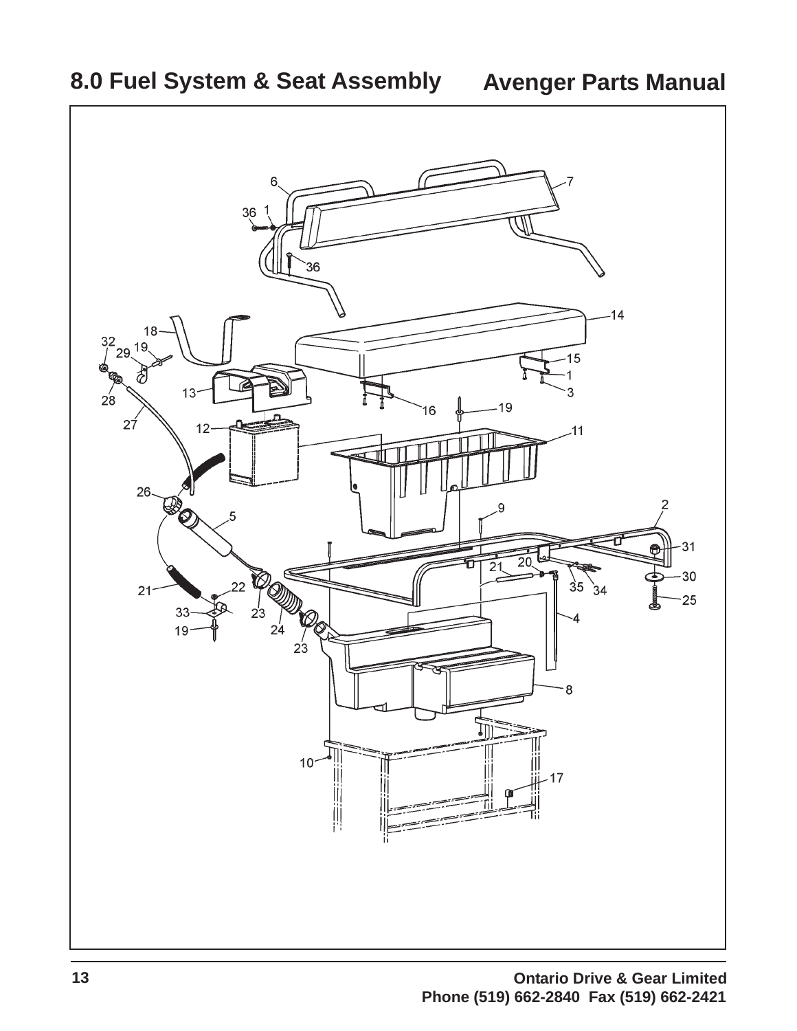# 8.0 Fuel System & Seat Assembly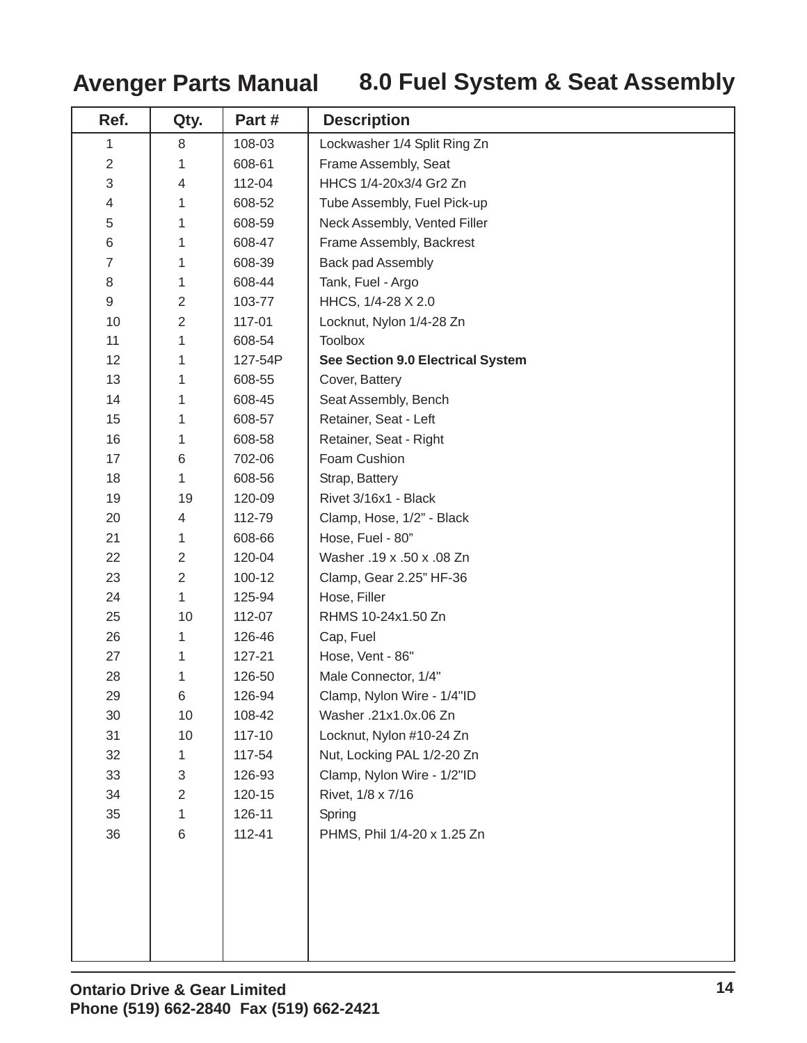# 8.0 Fuel System & Seat Assembly

| Ref. | Qty. | Part # | Description |
|---|---|---|---|
| 1 | 8 | 108-03 | Lockwasher 1/4 Split Ring Zn |
| 2 | 1 | 608-61 | Frame Assembly, Seat |
| 3 | 4 | 112-04 | HHCS 1/4-20x3/4 Gr2 Zn |
| 4 | 1 | 608-52 | Tube Assembly, Fuel Pick-up |
| 5 | 1 | 608-59 | Neck Assembly, Vented Filler |
| 6 | 1 | 608-47 | Frame Assembly, Backrest |
| 7 | 1 | 608-39 | Back pad Assembly |
| 8 | 1 | 608-44 | Tank, Fuel - Argo |
| 9 | 2 | 103-77 | HHCS, 1/4-28 X 2.0 |
| 10 | 2 | 117-01 | Locknut, Nylon 1/4-28 Zn |
| 11 | 1 | 608-54 | Toolbox |
| 12 | 1 | 127-54P | **See Section 9.0 Electrical System** |
| 13 | 1 | 608-55 | Cover, Battery |
| 14 | 1 | 608-45 | Seat Assembly, Bench |
| 15 | 1 | 608-57 | Retainer, Seat - Left |
| 16 | 1 | 608-58 | Retainer, Seat - Right |
| 17 | 6 | 702-06 | Foam Cushion |
| 18 | 1 | 608-56 | Strap, Battery |
| 19 | 19 | 120-09 | Rivet 3/16x1 - Black |
| 20 | 4 | 112-79 | Clamp, Hose, 1/2" - Black |
| 21 | 1 | 608-66 | Hose, Fuel - 80" |
| 22 | 2 | 120-04 | Washer .19 x .50 x .08 Zn |
| 23 | 2 | 100-12 | Clamp, Gear 2.25" HF-36 |
| 24 | 1 | 125-94 | Hose, Filler |
| 25 | 10 | 112-07 | RHMS 10-24x1.50 Zn |
| 26 | 1 | 126-46 | Cap, Fuel |
| 27 | 1 | 127-21 | Hose, Vent - 86" |
| 28 | 1 | 126-50 | Male Connector, 1/4" |
| 29 | 6 | 126-94 | Clamp, Nylon Wire - 1/4"ID |
| 30 | 10 | 108-42 | Washer .21x1.0x.06 Zn |
| 31 | 10 | 117-10 | Locknut, Nylon #10-24 Zn |
| 32 | 1 | 117-54 | Nut, Locking PAL 1/2-20 Zn |
| 33 | 3 | 126-93 | Clamp, Nylon Wire - 1/2"ID |
| 34 | 2 | 120-15 | Rivet, 1/8 x 7/16 |
| 35 | 1 | 126-11 | Spring |
| 36 | 6 | 112-41 | PHMS, Phil 1/4-20 x 1.25 Zn |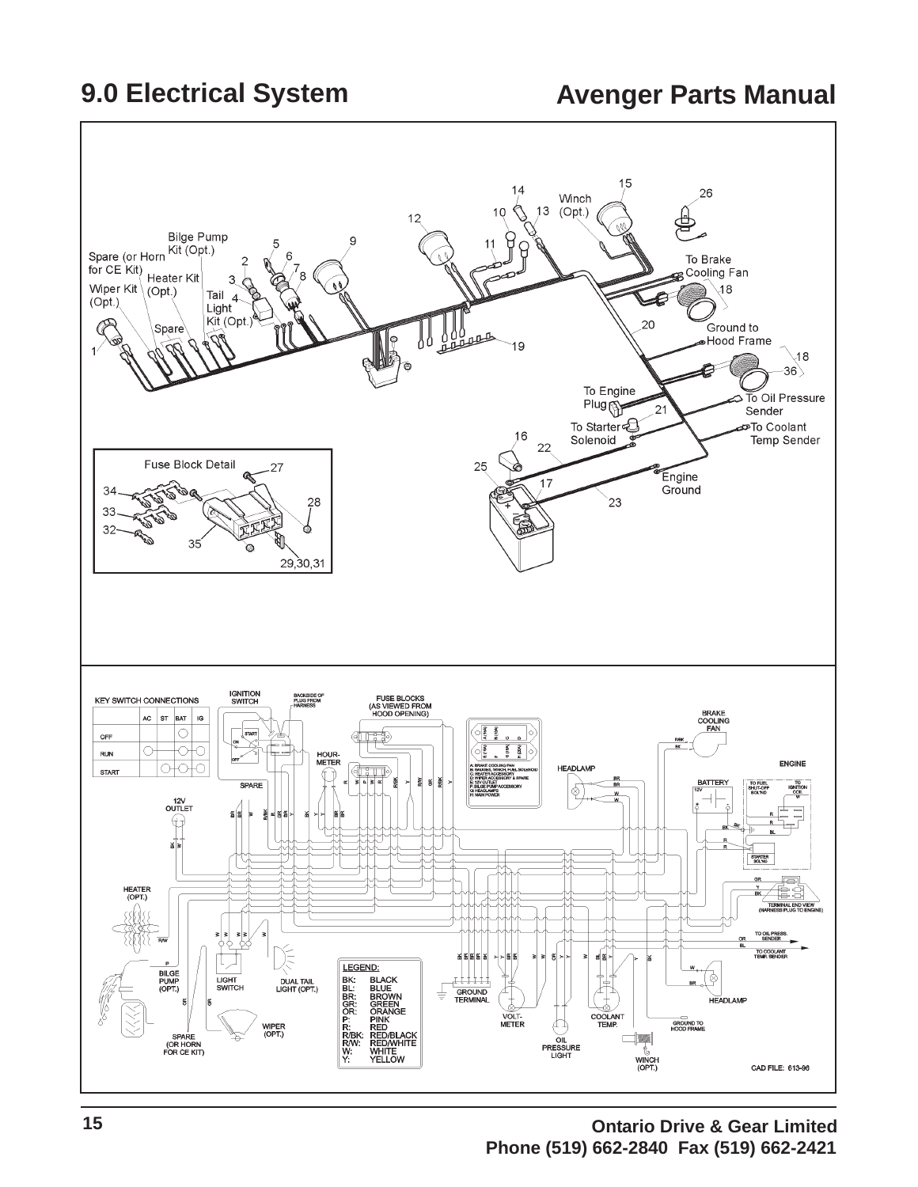# 9.0 Electrical System

Avenger Parts Manual

14
10
13
Winch
(Opt.)
15
26
12
Bilge Pump
Kit (Opt.)
5
9
11
Spare (or Horn
for CE Kit)
2
6
7
To Brake
Cooling Fan
Heater Kit
(Opt.)
3
8
Wiper Kit
(Opt.)
Tail
Light
Kit (Opt.)
4
18
20
Ground to
Hood Frame
Spare
1
19
18
36
To Engine
Plug
To Oil Pressure
Sender
21
To Starter
Solenoid
To Coolant
Temp Sender
16
22
Fuse Block Detail
27
25
Engine
Ground
17
34
28
23
33
32
35
29,30,31

KEY SWITCH CONNECTIONS

| | AC | ST | BAT | IG |
|---|---|---|---|---|
| OFF | | | ○ | |
| RUN | ○ | | ○ | ○ |
| START | | ○ | ○ | ○ |

IGNITION SWITCH

BACKSIDE OF PLUG FROM HARNESS

FUSE BLOCKS (AS VIEWED FROM HOOD OPENING)

A: BRAKE COOLING FAN
B: PARKING, WINCH, FUEL SOLENOID
C: HEATER ACCESSORY
D: WIPER ACCESSORY & SPARE
E: 12V OUTLET
F: BILGE PUMP ACCESSORY
G: HEADLAMPS
H: MAIN POWER

BRAKE COOLING FAN

HOUR-METER

SPARE

HEADLAMP

ENGINE

BATTERY 12V

TO FUEL SHUT-OFF SOLN'D

TO IGNITION COIL

12V OUTLET

STARTER SOLN'D

TERMINAL END VIEW (HARNESS PLUG TO ENGINE)

HEATER (OPT.)

TO OIL PRESS. SENDER

TO COOLANT TEMP. SENDER

BILGE PUMP (OPT.)

LIGHT SWITCH

DUAL TAIL LIGHT (OPT.)

LEGEND:
BK: BLACK
BL: BLUE
BR: BROWN
GR: GREEN
OR: ORANGE
P: PINK
R: RED
R/BK: RED/BLACK
R/W: RED/WHITE
W: WHITE
Y: YELLOW

GROUND TERMINAL

VOLT-METER

COOLANT TEMP.

HEADLAMP

GROUND TO HOOD FRAME

SPARE (OR HORN FOR CE KIT)

WIPER (OPT.)

OIL PRESSURE LIGHT

WINCH (OPT.)

CAD FILE: 613-96

Ontario Drive & Gear Limited
Phone (519) 662-2840 Fax (519) 662-2421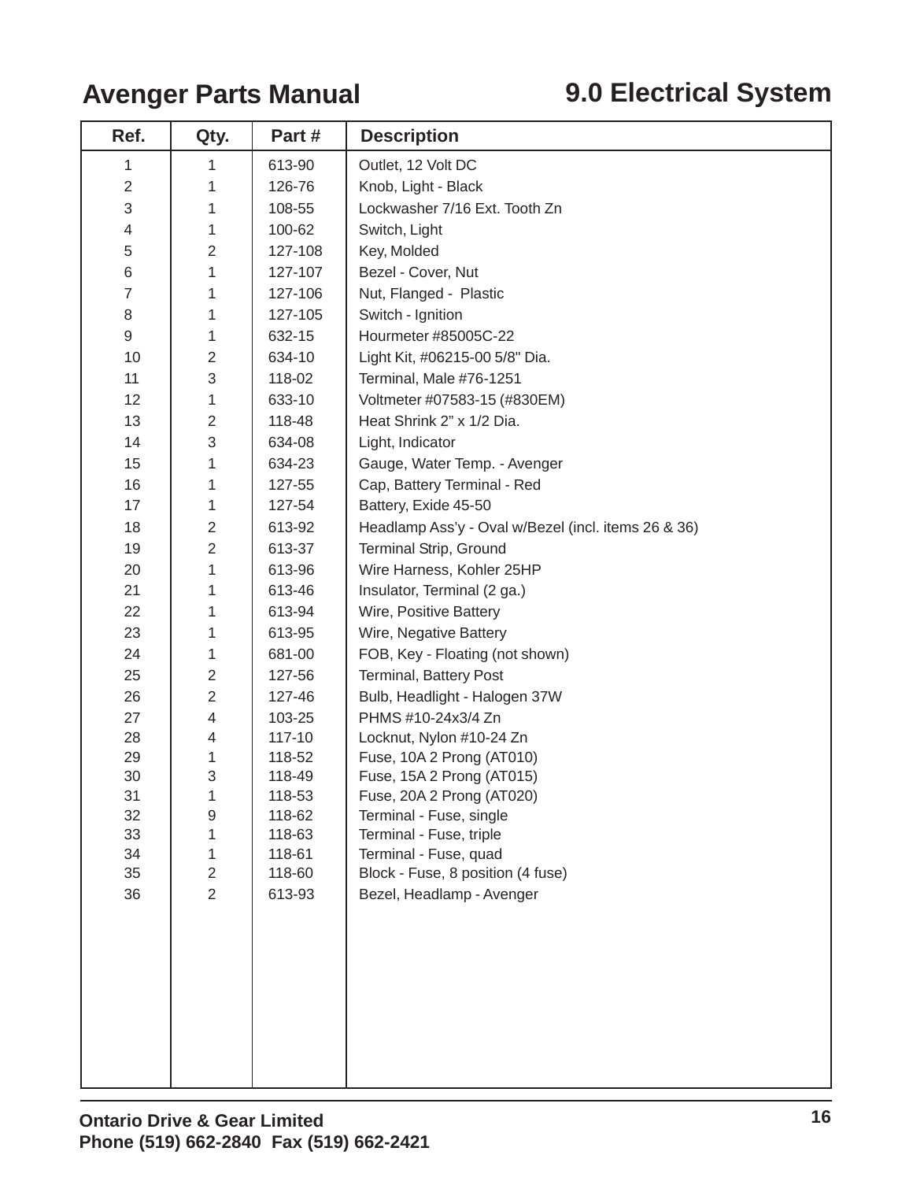# Avenger Parts Manual

## 9.0 Electrical System

| Ref. | Qty. | Part # | Description |
|---|---|---|---|
| 1 | 1 | 613-90 | Outlet, 12 Volt DC |
| 2 | 1 | 126-76 | Knob, Light - Black |
| 3 | 1 | 108-55 | Lockwasher 7/16 Ext. Tooth Zn |
| 4 | 1 | 100-62 | Switch, Light |
| 5 | 2 | 127-108 | Key, Molded |
| 6 | 1 | 127-107 | Bezel - Cover, Nut |
| 7 | 1 | 127-106 | Nut, Flanged - Plastic |
| 8 | 1 | 127-105 | Switch - Ignition |
| 9 | 1 | 632-15 | Hourmeter #85005C-22 |
| 10 | 2 | 634-10 | Light Kit, #06215-00 5/8" Dia. |
| 11 | 3 | 118-02 | Terminal, Male #76-1251 |
| 12 | 1 | 633-10 | Voltmeter #07583-15 (#830EM) |
| 13 | 2 | 118-48 | Heat Shrink 2" x 1/2 Dia. |
| 14 | 3 | 634-08 | Light, Indicator |
| 15 | 1 | 634-23 | Gauge, Water Temp. - Avenger |
| 16 | 1 | 127-55 | Cap, Battery Terminal - Red |
| 17 | 1 | 127-54 | Battery, Exide 45-50 |
| 18 | 2 | 613-92 | Headlamp Ass'y - Oval w/Bezel (incl. items 26 & 36) |
| 19 | 2 | 613-37 | Terminal Strip, Ground |
| 20 | 1 | 613-96 | Wire Harness, Kohler 25HP |
| 21 | 1 | 613-46 | Insulator, Terminal (2 ga.) |
| 22 | 1 | 613-94 | Wire, Positive Battery |
| 23 | 1 | 613-95 | Wire, Negative Battery |
| 24 | 1 | 681-00 | FOB, Key - Floating (not shown) |
| 25 | 2 | 127-56 | Terminal, Battery Post |
| 26 | 2 | 127-46 | Bulb, Headlight - Halogen 37W |
| 27 | 4 | 103-25 | PHMS #10-24x3/4 Zn |
| 28 | 4 | 117-10 | Locknut, Nylon #10-24 Zn |
| 29 | 1 | 118-52 | Fuse, 10A 2 Prong (AT010) |
| 30 | 3 | 118-49 | Fuse, 15A 2 Prong (AT015) |
| 31 | 1 | 118-53 | Fuse, 20A 2 Prong (AT020) |
| 32 | 9 | 118-62 | Terminal - Fuse, single |
| 33 | 1 | 118-63 | Terminal - Fuse, triple |
| 34 | 1 | 118-61 | Terminal - Fuse, quad |
| 35 | 2 | 118-60 | Block - Fuse, 8 position (4 fuse) |
| 36 | 2 | 613-93 | Bezel, Headlamp - Avenger |

**Ontario Drive & Gear Limited**
**Phone (519) 662-2840 Fax (519) 662-2421**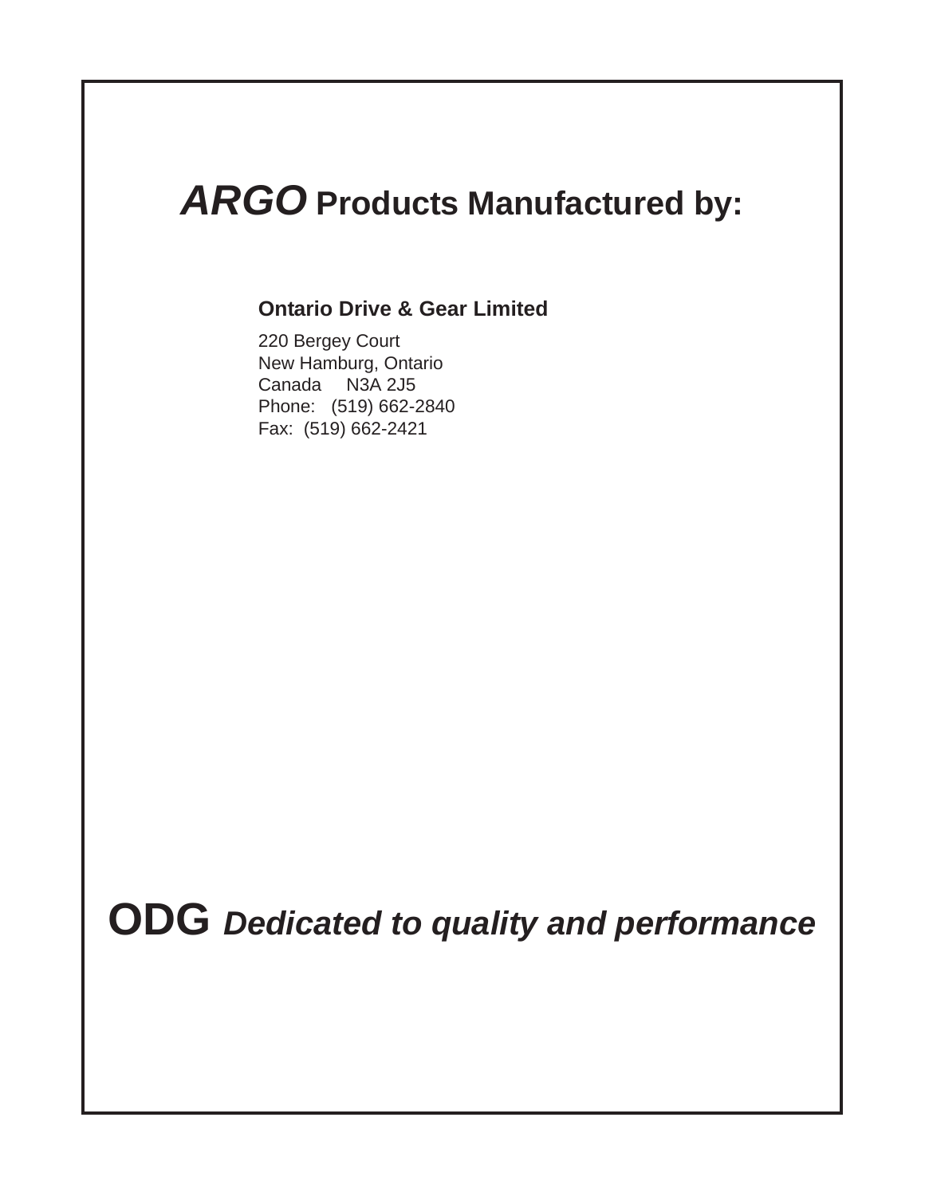# *ARGO* Products Manufactured by:

**Ontario Drive & Gear Limited**

220 Bergey Court
New Hamburg, Ontario
Canada N3A 2J5
Phone: (519) 662-2840
Fax: (519) 662-2421

## ODG *Dedicated to quality and performance*